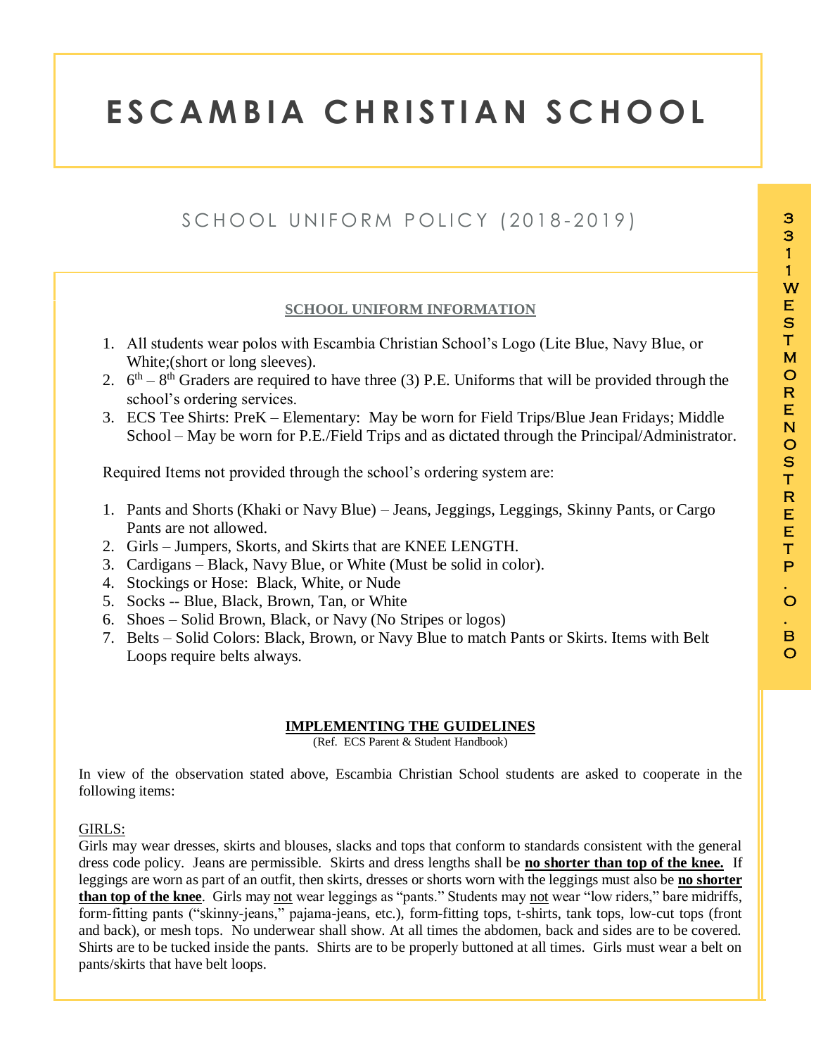# ESCAMBIA CHRISTIAN SCHOOL

## SCHOOL UNIFORM POLICY (2018-2019)

3311 WESTMORENO STREET P.O. BO

**SCHOOL UNIFORM INFORMATION**

1. All students wear polos with Escambia Christian School's Logo (Lite Blue, Navy Blue, or White;(short or long sleeves).
2. 6th – 8th Graders are required to have three (3) P.E. Uniforms that will be provided through the school's ordering services.
3. ECS Tee Shirts: PreK – Elementary: May be worn for Field Trips/Blue Jean Fridays; Middle School – May be worn for P.E./Field Trips and as dictated through the Principal/Administrator.

Required Items not provided through the school's ordering system are:

1. Pants and Shorts (Khaki or Navy Blue) – Jeans, Jeggings, Leggings, Skinny Pants, or Cargo Pants are not allowed.
2. Girls – Jumpers, Skorts, and Skirts that are KNEE LENGTH.
3. Cardigans – Black, Navy Blue, or White (Must be solid in color).
4. Stockings or Hose: Black, White, or Nude
5. Socks -- Blue, Black, Brown, Tan, or White
6. Shoes – Solid Brown, Black, or Navy (No Stripes or logos)
7. Belts – Solid Colors: Black, Brown, or Navy Blue to match Pants or Skirts. Items with Belt Loops require belts always.

**IMPLEMENTING THE GUIDELINES**

(Ref. ECS Parent & Student Handbook)

In view of the observation stated above, Escambia Christian School students are asked to cooperate in the following items:

GIRLS:

Girls may wear dresses, skirts and blouses, slacks and tops that conform to standards consistent with the general dress code policy. Jeans are permissible. Skirts and dress lengths shall be **no shorter than top of the knee.** If leggings are worn as part of an outfit, then skirts, dresses or shorts worn with the leggings must also be **no shorter than top of the knee**. Girls may not wear leggings as "pants." Students may not wear "low riders," bare midriffs, form-fitting pants ("skinny-jeans," pajama-jeans, etc.), form-fitting tops, t-shirts, tank tops, low-cut tops (front and back), or mesh tops. No underwear shall show. At all times the abdomen, back and sides are to be covered. Shirts are to be tucked inside the pants. Shirts are to be properly buttoned at all times. Girls must wear a belt on pants/skirts that have belt loops.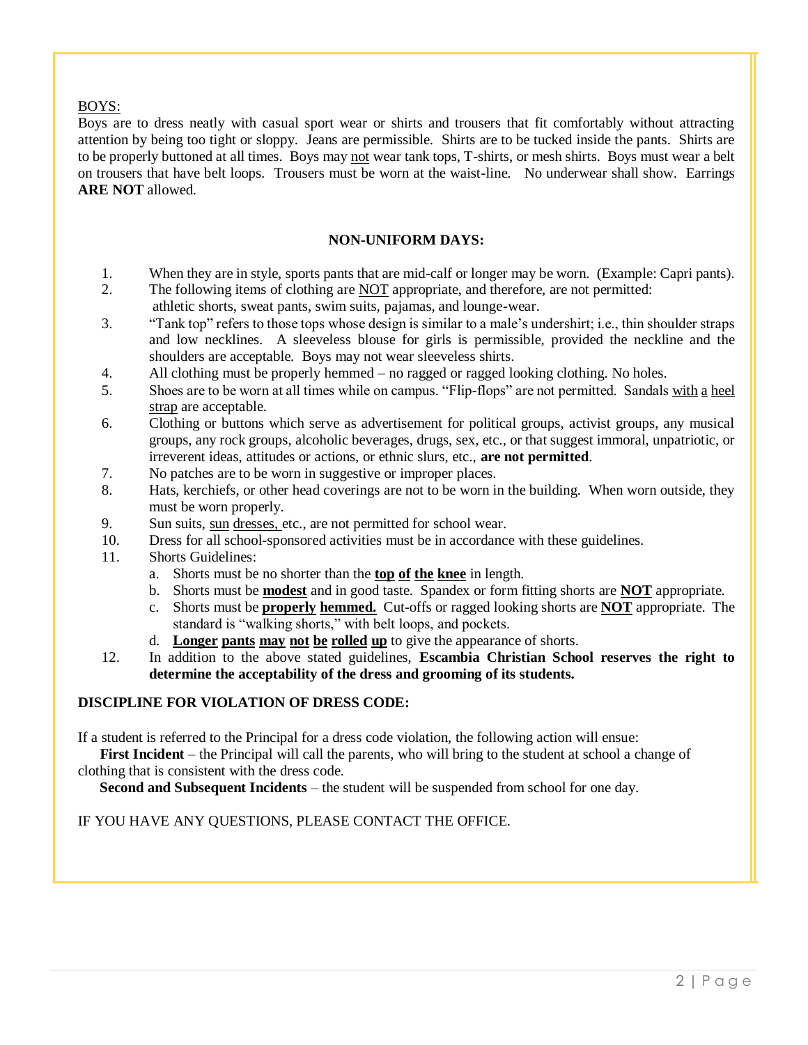BOYS:

Boys are to dress neatly with casual sport wear or shirts and trousers that fit comfortably without attracting attention by being too tight or sloppy. Jeans are permissible. Shirts are to be tucked inside the pants. Shirts are to be properly buttoned at all times. Boys may not wear tank tops, T-shirts, or mesh shirts. Boys must wear a belt on trousers that have belt loops. Trousers must be worn at the waist-line. No underwear shall show. Earrings **ARE NOT** allowed.

**NON-UNIFORM DAYS:**

1. When they are in style, sports pants that are mid-calf or longer may be worn. (Example: Capri pants).
2. The following items of clothing are NOT appropriate, and therefore, are not permitted: athletic shorts, sweat pants, swim suits, pajamas, and lounge-wear.
3. "Tank top" refers to those tops whose design is similar to a male's undershirt; i.e., thin shoulder straps and low necklines. A sleeveless blouse for girls is permissible, provided the neckline and the shoulders are acceptable. Boys may not wear sleeveless shirts.
4. All clothing must be properly hemmed – no ragged or ragged looking clothing. No holes.
5. Shoes are to be worn at all times while on campus. "Flip-flops" are not permitted. Sandals with a heel strap are acceptable.
6. Clothing or buttons which serve as advertisement for political groups, activist groups, any musical groups, any rock groups, alcoholic beverages, drugs, sex, etc., or that suggest immoral, unpatriotic, or irreverent ideas, attitudes or actions, or ethnic slurs, etc., **are not permitted**.
7. No patches are to be worn in suggestive or improper places.
8. Hats, kerchiefs, or other head coverings are not to be worn in the building. When worn outside, they must be worn properly.
9. Sun suits, sun dresses, etc., are not permitted for school wear.
10. Dress for all school-sponsored activities must be in accordance with these guidelines.
11. Shorts Guidelines:
    a. Shorts must be no shorter than the **top of the knee** in length.
    b. Shorts must be **modest** and in good taste. Spandex or form fitting shorts are **NOT** appropriate.
    c. Shorts must be **properly hemmed.** Cut-offs or ragged looking shorts are **NOT** appropriate. The standard is "walking shorts," with belt loops, and pockets.
    d. **Longer pants may not be rolled up** to give the appearance of shorts.
12. In addition to the above stated guidelines, **Escambia Christian School reserves the right to determine the acceptability of the dress and grooming of its students.**

**DISCIPLINE FOR VIOLATION OF DRESS CODE:**

If a student is referred to the Principal for a dress code violation, the following action will ensue:

**First Incident** – the Principal will call the parents, who will bring to the student at school a change of clothing that is consistent with the dress code.

**Second and Subsequent Incidents** – the student will be suspended from school for one day.

IF YOU HAVE ANY QUESTIONS, PLEASE CONTACT THE OFFICE.